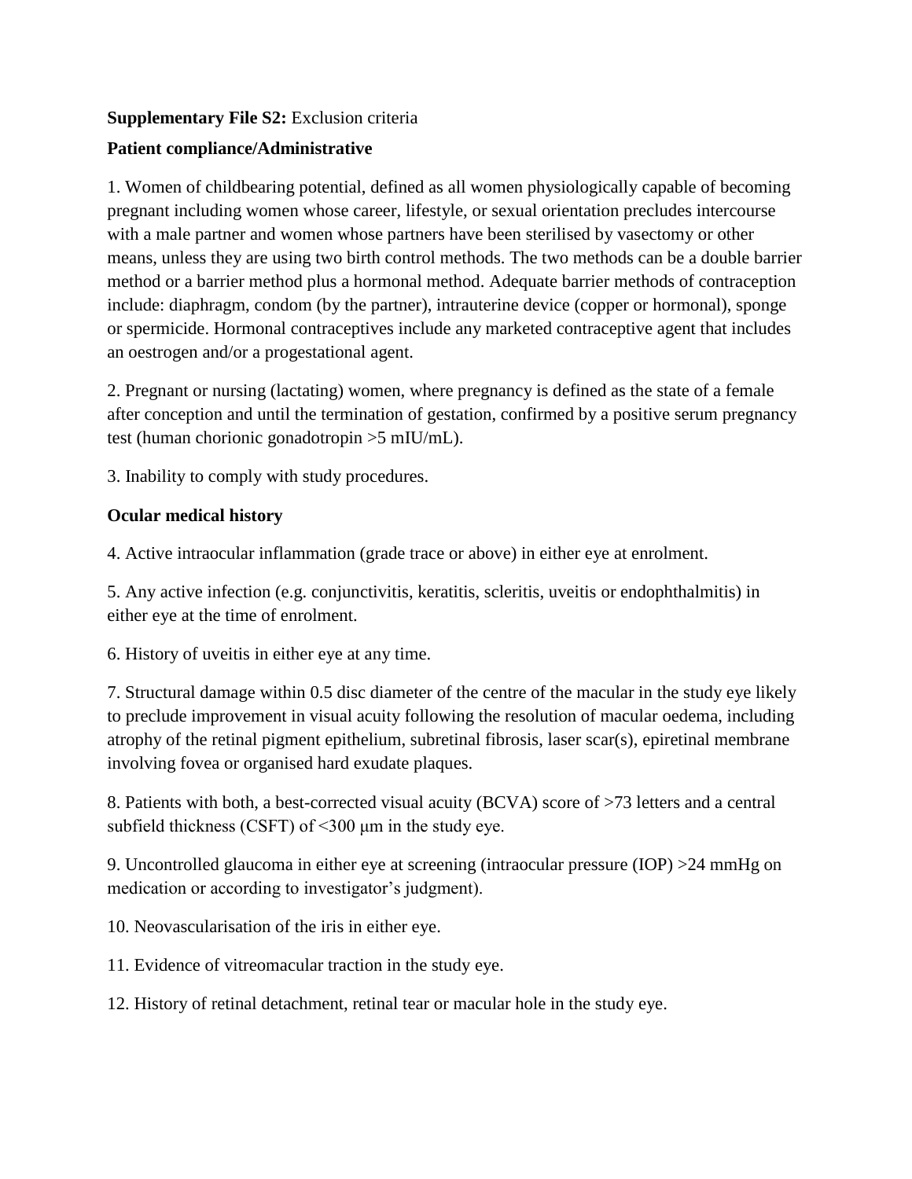**Supplementary File S2:** Exclusion criteria

**Patient compliance/Administrative**

1. Women of childbearing potential, defined as all women physiologically capable of becoming pregnant including women whose career, lifestyle, or sexual orientation precludes intercourse with a male partner and women whose partners have been sterilised by vasectomy or other means, unless they are using two birth control methods. The two methods can be a double barrier method or a barrier method plus a hormonal method. Adequate barrier methods of contraception include: diaphragm, condom (by the partner), intrauterine device (copper or hormonal), sponge or spermicide. Hormonal contraceptives include any marketed contraceptive agent that includes an oestrogen and/or a progestational agent.

2. Pregnant or nursing (lactating) women, where pregnancy is defined as the state of a female after conception and until the termination of gestation, confirmed by a positive serum pregnancy test (human chorionic gonadotropin >5 mIU/mL).

3. Inability to comply with study procedures.

**Ocular medical history**

4. Active intraocular inflammation (grade trace or above) in either eye at enrolment.

5. Any active infection (e.g. conjunctivitis, keratitis, scleritis, uveitis or endophthalmitis) in either eye at the time of enrolment.

6. History of uveitis in either eye at any time.

7. Structural damage within 0.5 disc diameter of the centre of the macular in the study eye likely to preclude improvement in visual acuity following the resolution of macular oedema, including atrophy of the retinal pigment epithelium, subretinal fibrosis, laser scar(s), epiretinal membrane involving fovea or organised hard exudate plaques.

8. Patients with both, a best-corrected visual acuity (BCVA) score of >73 letters and a central subfield thickness (CSFT) of <300 µm in the study eye.

9. Uncontrolled glaucoma in either eye at screening (intraocular pressure (IOP) >24 mmHg on medication or according to investigator's judgment).

10. Neovascularisation of the iris in either eye.

11. Evidence of vitreomacular traction in the study eye.

12. History of retinal detachment, retinal tear or macular hole in the study eye.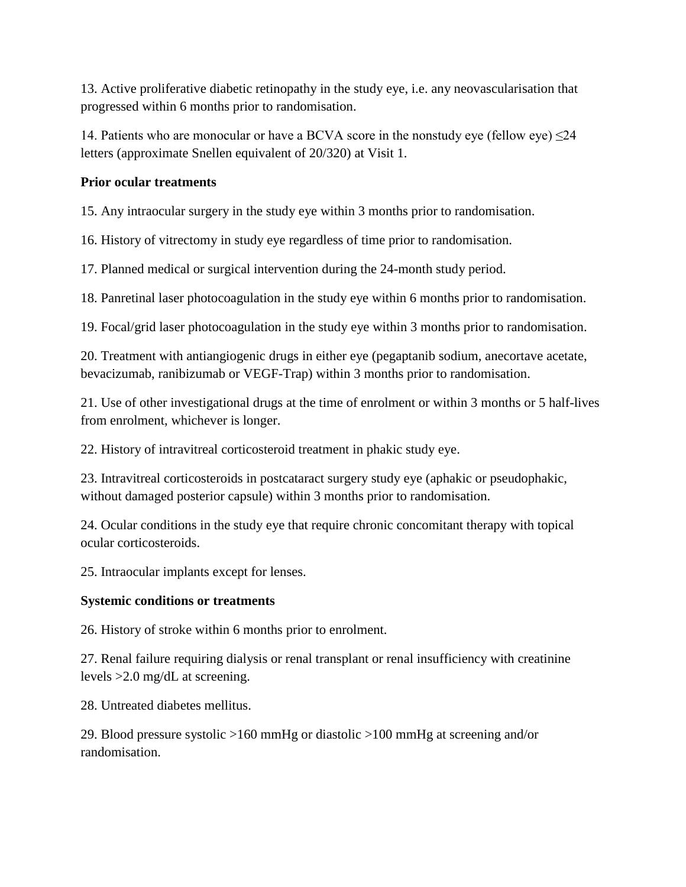13. Active proliferative diabetic retinopathy in the study eye, i.e. any neovascularisation that progressed within 6 months prior to randomisation.

14. Patients who are monocular or have a BCVA score in the nonstudy eye (fellow eye) ≤24 letters (approximate Snellen equivalent of 20/320) at Visit 1.

**Prior ocular treatments**

15. Any intraocular surgery in the study eye within 3 months prior to randomisation.

16. History of vitrectomy in study eye regardless of time prior to randomisation.

17. Planned medical or surgical intervention during the 24-month study period.

18. Panretinal laser photocoagulation in the study eye within 6 months prior to randomisation.

19. Focal/grid laser photocoagulation in the study eye within 3 months prior to randomisation.

20. Treatment with antiangiogenic drugs in either eye (pegaptanib sodium, anecortave acetate, bevacizumab, ranibizumab or VEGF-Trap) within 3 months prior to randomisation.

21. Use of other investigational drugs at the time of enrolment or within 3 months or 5 half-lives from enrolment, whichever is longer.

22. History of intravitreal corticosteroid treatment in phakic study eye.

23. Intravitreal corticosteroids in postcataract surgery study eye (aphakic or pseudophakic, without damaged posterior capsule) within 3 months prior to randomisation.

24. Ocular conditions in the study eye that require chronic concomitant therapy with topical ocular corticosteroids.

25. Intraocular implants except for lenses.

**Systemic conditions or treatments**

26. History of stroke within 6 months prior to enrolment.

27. Renal failure requiring dialysis or renal transplant or renal insufficiency with creatinine levels >2.0 mg/dL at screening.

28. Untreated diabetes mellitus.

29. Blood pressure systolic >160 mmHg or diastolic >100 mmHg at screening and/or randomisation.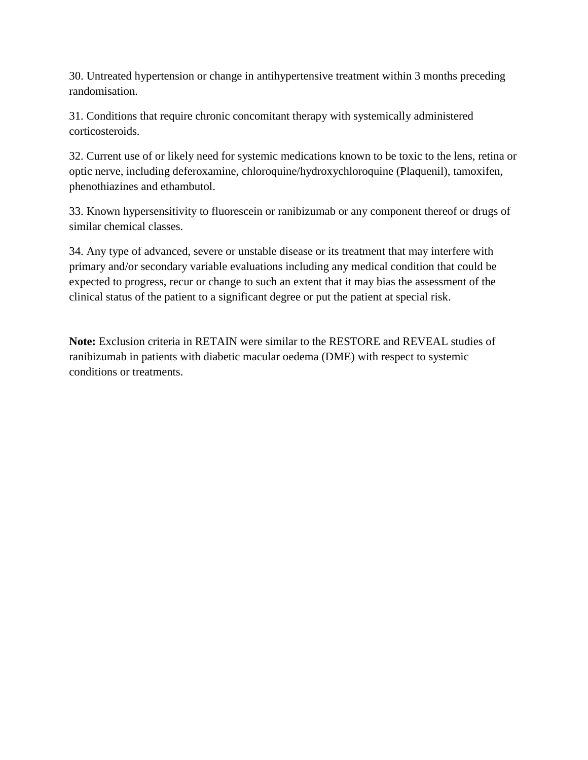30. Untreated hypertension or change in antihypertensive treatment within 3 months preceding randomisation.

31. Conditions that require chronic concomitant therapy with systemically administered corticosteroids.

32. Current use of or likely need for systemic medications known to be toxic to the lens, retina or optic nerve, including deferoxamine, chloroquine/hydroxychloroquine (Plaquenil), tamoxifen, phenothiazines and ethambutol.

33. Known hypersensitivity to fluorescein or ranibizumab or any component thereof or drugs of similar chemical classes.

34. Any type of advanced, severe or unstable disease or its treatment that may interfere with primary and/or secondary variable evaluations including any medical condition that could be expected to progress, recur or change to such an extent that it may bias the assessment of the clinical status of the patient to a significant degree or put the patient at special risk.

**Note:** Exclusion criteria in RETAIN were similar to the RESTORE and REVEAL studies of ranibizumab in patients with diabetic macular oedema (DME) with respect to systemic conditions or treatments.